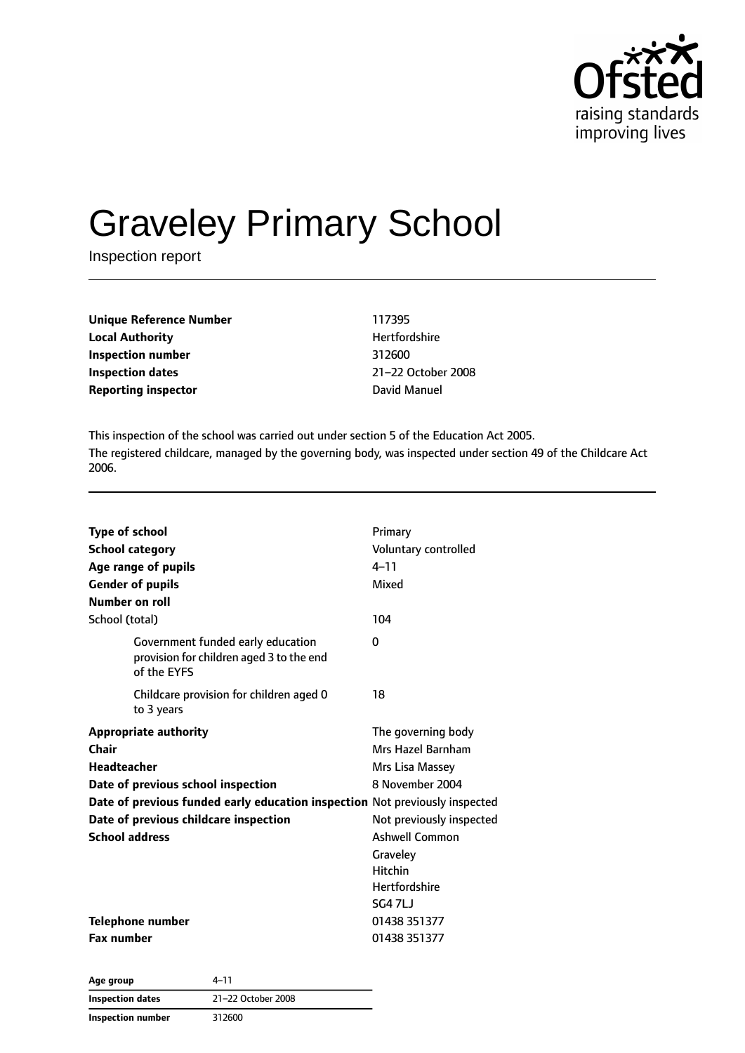# Graveley Primary School

Inspection report

| | |
|---|---|
| **Unique Reference Number** | 117395 |
| **Local Authority** | Hertfordshire |
| **Inspection number** | 312600 |
| **Inspection dates** | 21–22 October 2008 |
| **Reporting inspector** | David Manuel |

This inspection of the school was carried out under section 5 of the Education Act 2005.

The registered childcare, managed by the governing body, was inspected under section 49 of the Childcare Act 2006.

| | |
|---|---|
| **Type of school** | Primary |
| **School category** | Voluntary controlled |
| **Age range of pupils** | 4–11 |
| **Gender of pupils** | Mixed |
| **Number on roll** | |
| School (total) | 104 |
| Government funded early education provision for children aged 3 to the end of the EYFS | 0 |
| Childcare provision for children aged 0 to 3 years | 18 |
| **Appropriate authority** | The governing body |
| **Chair** | Mrs Hazel Barnham |
| **Headteacher** | Mrs Lisa Massey |
| **Date of previous school inspection** | 8 November 2004 |
| **Date of previous funded early education inspection** | Not previously inspected |
| **Date of previous childcare inspection** | Not previously inspected |
| **School address** | Ashwell Common<br>Graveley<br>Hitchin<br>Hertfordshire<br>SG4 7LJ |
| **Telephone number** | 01438 351377 |
| **Fax number** | 01438 351377 |

| | |
|---|---|
| **Age group** | 4–11 |
| **Inspection dates** | 21–22 October 2008 |
| **Inspection number** | 312600 |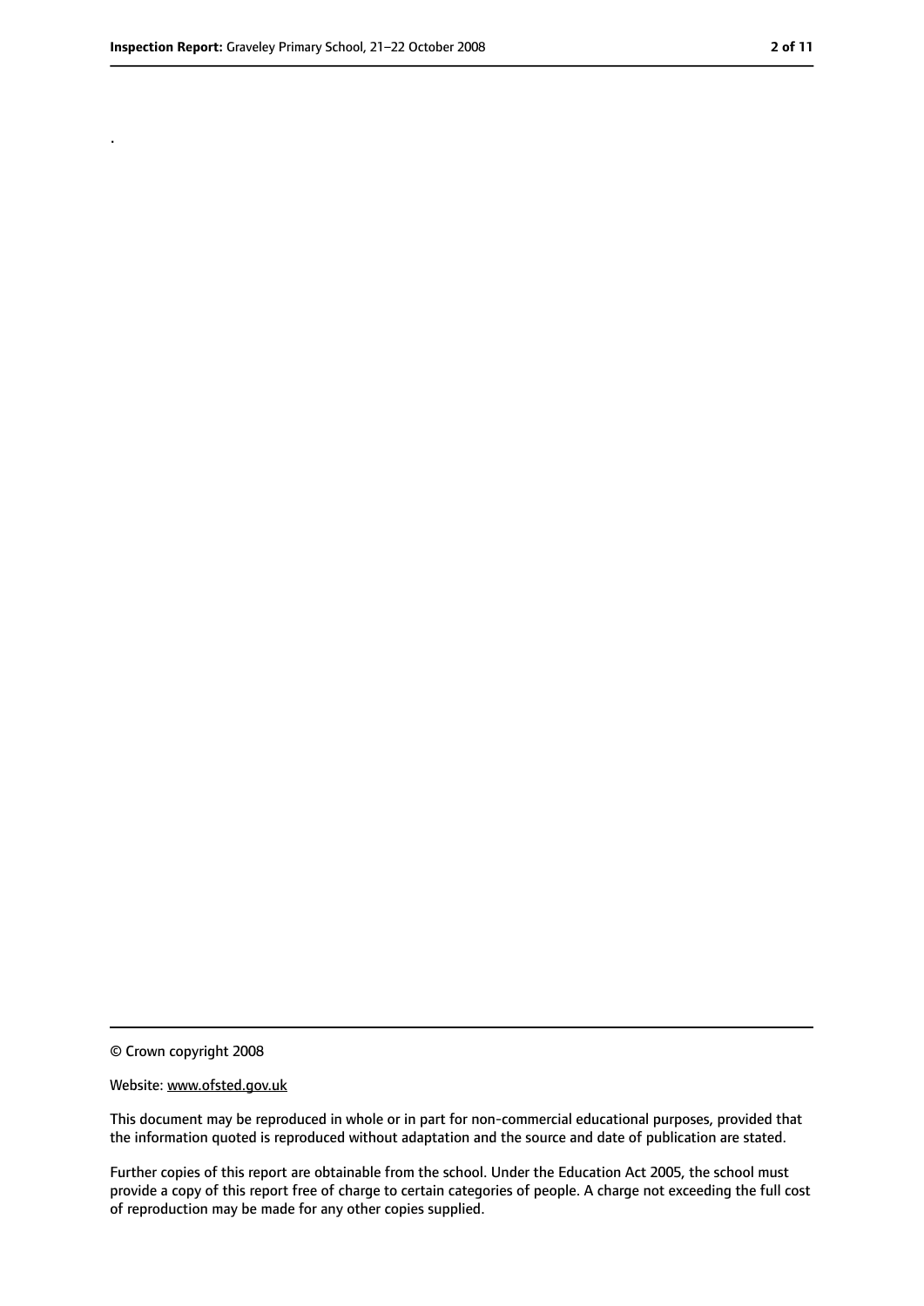.

© Crown copyright 2008

Website: www.ofsted.gov.uk

This document may be reproduced in whole or in part for non-commercial educational purposes, provided that the information quoted is reproduced without adaptation and the source and date of publication are stated.

Further copies of this report are obtainable from the school. Under the Education Act 2005, the school must provide a copy of this report free of charge to certain categories of people. A charge not exceeding the full cost of reproduction may be made for any other copies supplied.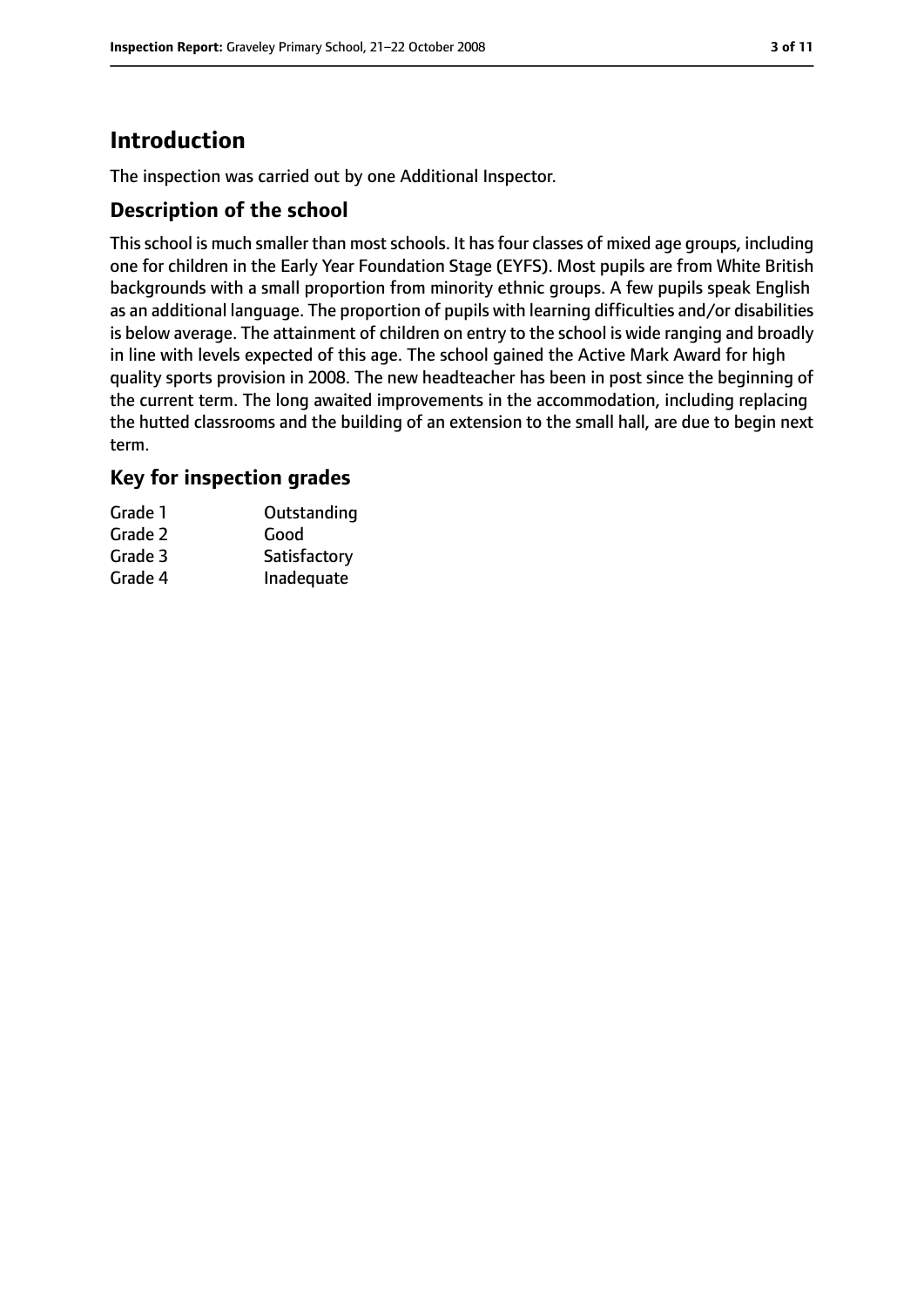# Introduction

The inspection was carried out by one Additional Inspector.

## Description of the school

This school is much smaller than most schools. It has four classes of mixed age groups, including one for children in the Early Year Foundation Stage (EYFS). Most pupils are from White British backgrounds with a small proportion from minority ethnic groups. A few pupils speak English as an additional language. The proportion of pupils with learning difficulties and/or disabilities is below average. The attainment of children on entry to the school is wide ranging and broadly in line with levels expected of this age. The school gained the Active Mark Award for high quality sports provision in 2008. The new headteacher has been in post since the beginning of the current term. The long awaited improvements in the accommodation, including replacing the hutted classrooms and the building of an extension to the small hall, are due to begin next term.

## Key for inspection grades

| | |
|---|---|
| Grade 1 | Outstanding |
| Grade 2 | Good |
| Grade 3 | Satisfactory |
| Grade 4 | Inadequate |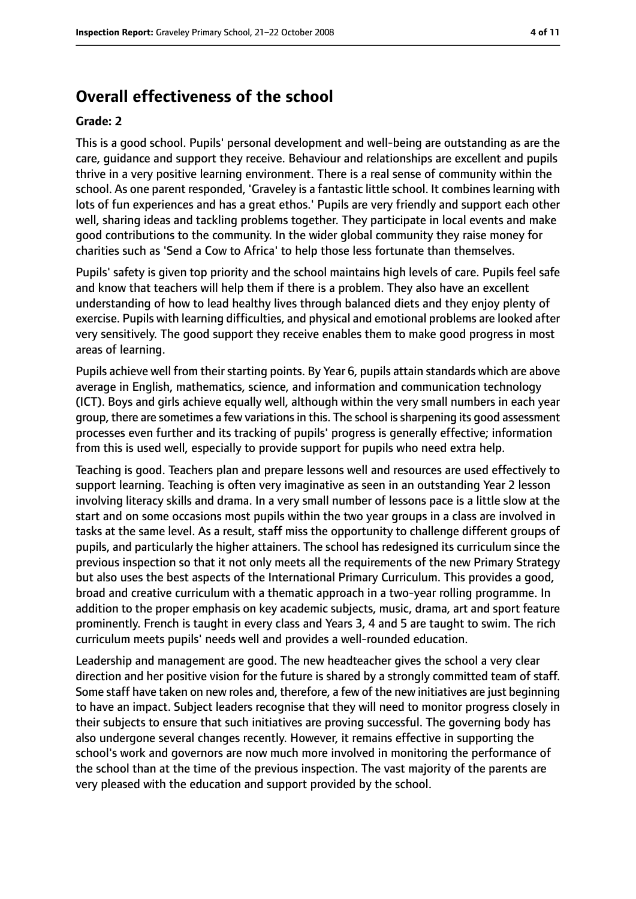## Overall effectiveness of the school

**Grade: 2**

This is a good school. Pupils' personal development and well-being are outstanding as are the care, guidance and support they receive. Behaviour and relationships are excellent and pupils thrive in a very positive learning environment. There is a real sense of community within the school. As one parent responded, 'Graveley is a fantastic little school. It combines learning with lots of fun experiences and has a great ethos.' Pupils are very friendly and support each other well, sharing ideas and tackling problems together. They participate in local events and make good contributions to the community. In the wider global community they raise money for charities such as 'Send a Cow to Africa' to help those less fortunate than themselves.

Pupils' safety is given top priority and the school maintains high levels of care. Pupils feel safe and know that teachers will help them if there is a problem. They also have an excellent understanding of how to lead healthy lives through balanced diets and they enjoy plenty of exercise. Pupils with learning difficulties, and physical and emotional problems are looked after very sensitively. The good support they receive enables them to make good progress in most areas of learning.

Pupils achieve well from their starting points. By Year 6, pupils attain standards which are above average in English, mathematics, science, and information and communication technology (ICT). Boys and girls achieve equally well, although within the very small numbers in each year group, there are sometimes a few variations in this. The school is sharpening its good assessment processes even further and its tracking of pupils' progress is generally effective; information from this is used well, especially to provide support for pupils who need extra help.

Teaching is good. Teachers plan and prepare lessons well and resources are used effectively to support learning. Teaching is often very imaginative as seen in an outstanding Year 2 lesson involving literacy skills and drama. In a very small number of lessons pace is a little slow at the start and on some occasions most pupils within the two year groups in a class are involved in tasks at the same level. As a result, staff miss the opportunity to challenge different groups of pupils, and particularly the higher attainers. The school has redesigned its curriculum since the previous inspection so that it not only meets all the requirements of the new Primary Strategy but also uses the best aspects of the International Primary Curriculum. This provides a good, broad and creative curriculum with a thematic approach in a two-year rolling programme. In addition to the proper emphasis on key academic subjects, music, drama, art and sport feature prominently. French is taught in every class and Years 3, 4 and 5 are taught to swim. The rich curriculum meets pupils' needs well and provides a well-rounded education.

Leadership and management are good. The new headteacher gives the school a very clear direction and her positive vision for the future is shared by a strongly committed team of staff. Some staff have taken on new roles and, therefore, a few of the new initiatives are just beginning to have an impact. Subject leaders recognise that they will need to monitor progress closely in their subjects to ensure that such initiatives are proving successful. The governing body has also undergone several changes recently. However, it remains effective in supporting the school's work and governors are now much more involved in monitoring the performance of the school than at the time of the previous inspection. The vast majority of the parents are very pleased with the education and support provided by the school.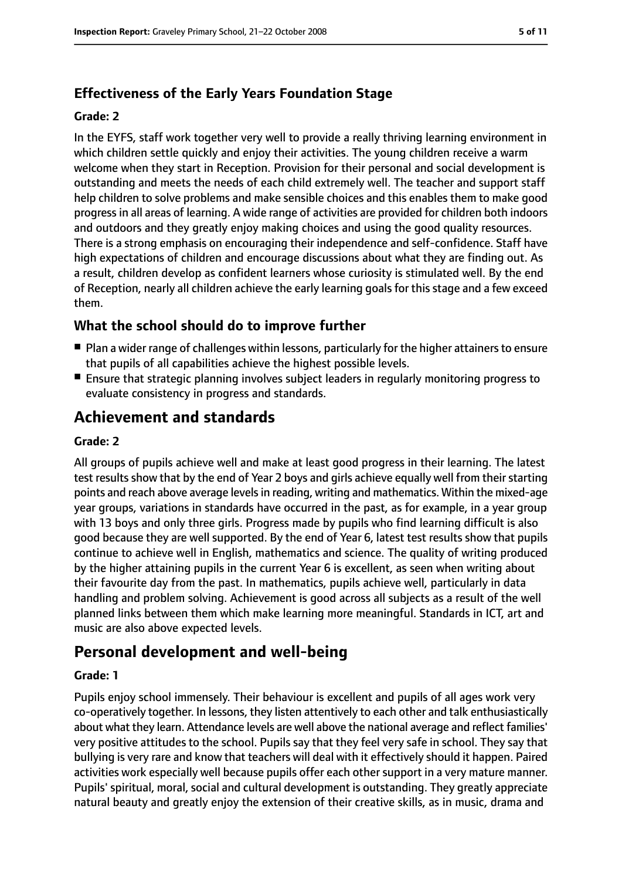### Effectiveness of the Early Years Foundation Stage

#### Grade: 2

In the EYFS, staff work together very well to provide a really thriving learning environment in which children settle quickly and enjoy their activities. The young children receive a warm welcome when they start in Reception. Provision for their personal and social development is outstanding and meets the needs of each child extremely well. The teacher and support staff help children to solve problems and make sensible choices and this enables them to make good progress in all areas of learning. A wide range of activities are provided for children both indoors and outdoors and they greatly enjoy making choices and using the good quality resources. There is a strong emphasis on encouraging their independence and self-confidence. Staff have high expectations of children and encourage discussions about what they are finding out. As a result, children develop as confident learners whose curiosity is stimulated well. By the end of Reception, nearly all children achieve the early learning goals for this stage and a few exceed them.

### What the school should do to improve further

- Plan a wider range of challenges within lessons, particularly for the higher attainers to ensure that pupils of all capabilities achieve the highest possible levels.
- Ensure that strategic planning involves subject leaders in regularly monitoring progress to evaluate consistency in progress and standards.

## Achievement and standards

#### Grade: 2

All groups of pupils achieve well and make at least good progress in their learning. The latest test results show that by the end of Year 2 boys and girls achieve equally well from their starting points and reach above average levels in reading, writing and mathematics. Within the mixed-age year groups, variations in standards have occurred in the past, as for example, in a year group with 13 boys and only three girls. Progress made by pupils who find learning difficult is also good because they are well supported. By the end of Year 6, latest test results show that pupils continue to achieve well in English, mathematics and science. The quality of writing produced by the higher attaining pupils in the current Year 6 is excellent, as seen when writing about their favourite day from the past. In mathematics, pupils achieve well, particularly in data handling and problem solving. Achievement is good across all subjects as a result of the well planned links between them which make learning more meaningful. Standards in ICT, art and music are also above expected levels.

## Personal development and well-being

#### Grade: 1

Pupils enjoy school immensely. Their behaviour is excellent and pupils of all ages work very co-operatively together. In lessons, they listen attentively to each other and talk enthusiastically about what they learn. Attendance levels are well above the national average and reflect families' very positive attitudes to the school. Pupils say that they feel very safe in school. They say that bullying is very rare and know that teachers will deal with it effectively should it happen. Paired activities work especially well because pupils offer each other support in a very mature manner. Pupils' spiritual, moral, social and cultural development is outstanding. They greatly appreciate natural beauty and greatly enjoy the extension of their creative skills, as in music, drama and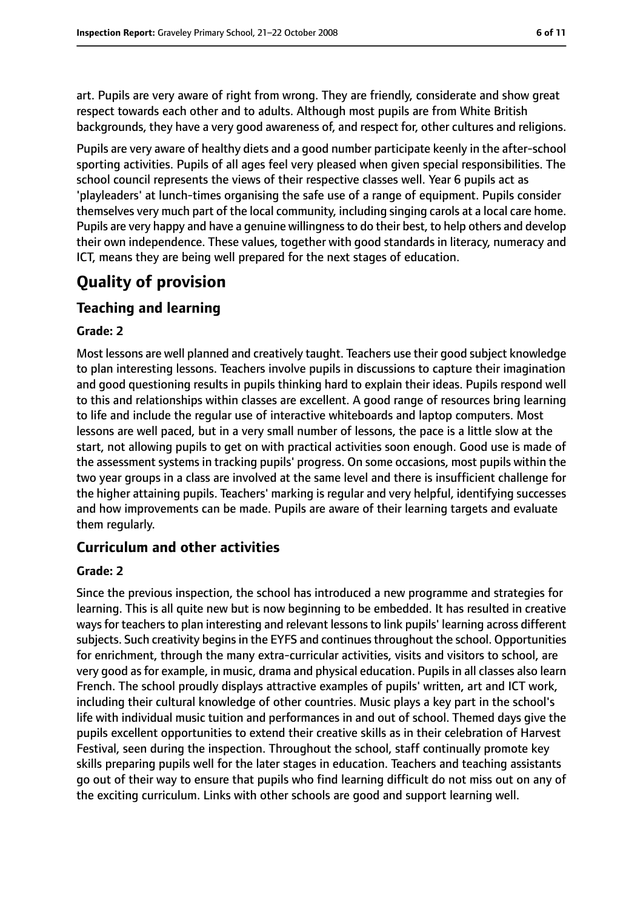art. Pupils are very aware of right from wrong. They are friendly, considerate and show great respect towards each other and to adults. Although most pupils are from White British backgrounds, they have a very good awareness of, and respect for, other cultures and religions.

Pupils are very aware of healthy diets and a good number participate keenly in the after-school sporting activities. Pupils of all ages feel very pleased when given special responsibilities. The school council represents the views of their respective classes well. Year 6 pupils act as 'playleaders' at lunch-times organising the safe use of a range of equipment. Pupils consider themselves very much part of the local community, including singing carols at a local care home. Pupils are very happy and have a genuine willingness to do their best, to help others and develop their own independence. These values, together with good standards in literacy, numeracy and ICT, means they are being well prepared for the next stages of education.

# Quality of provision

## Teaching and learning

**Grade: 2**

Most lessons are well planned and creatively taught. Teachers use their good subject knowledge to plan interesting lessons. Teachers involve pupils in discussions to capture their imagination and good questioning results in pupils thinking hard to explain their ideas. Pupils respond well to this and relationships within classes are excellent. A good range of resources bring learning to life and include the regular use of interactive whiteboards and laptop computers. Most lessons are well paced, but in a very small number of lessons, the pace is a little slow at the start, not allowing pupils to get on with practical activities soon enough. Good use is made of the assessment systems in tracking pupils' progress. On some occasions, most pupils within the two year groups in a class are involved at the same level and there is insufficient challenge for the higher attaining pupils. Teachers' marking is regular and very helpful, identifying successes and how improvements can be made. Pupils are aware of their learning targets and evaluate them regularly.

## Curriculum and other activities

**Grade: 2**

Since the previous inspection, the school has introduced a new programme and strategies for learning. This is all quite new but is now beginning to be embedded. It has resulted in creative ways for teachers to plan interesting and relevant lessons to link pupils' learning across different subjects. Such creativity begins in the EYFS and continues throughout the school. Opportunities for enrichment, through the many extra-curricular activities, visits and visitors to school, are very good as for example, in music, drama and physical education. Pupils in all classes also learn French. The school proudly displays attractive examples of pupils' written, art and ICT work, including their cultural knowledge of other countries. Music plays a key part in the school's life with individual music tuition and performances in and out of school. Themed days give the pupils excellent opportunities to extend their creative skills as in their celebration of Harvest Festival, seen during the inspection. Throughout the school, staff continually promote key skills preparing pupils well for the later stages in education. Teachers and teaching assistants go out of their way to ensure that pupils who find learning difficult do not miss out on any of the exciting curriculum. Links with other schools are good and support learning well.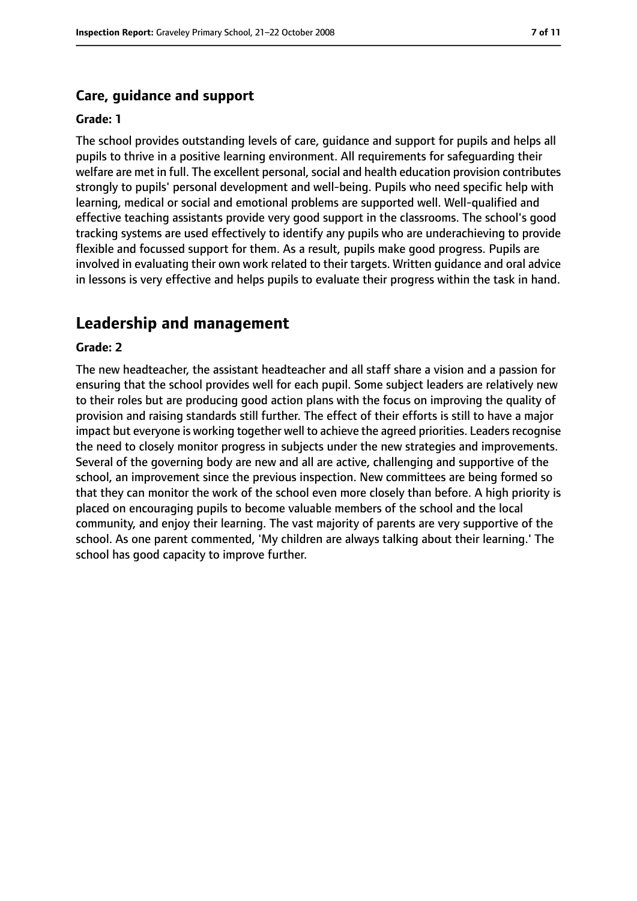### Care, guidance and support

#### Grade: 1

The school provides outstanding levels of care, guidance and support for pupils and helps all pupils to thrive in a positive learning environment. All requirements for safeguarding their welfare are met in full. The excellent personal, social and health education provision contributes strongly to pupils' personal development and well-being. Pupils who need specific help with learning, medical or social and emotional problems are supported well. Well-qualified and effective teaching assistants provide very good support in the classrooms. The school's good tracking systems are used effectively to identify any pupils who are underachieving to provide flexible and focussed support for them. As a result, pupils make good progress. Pupils are involved in evaluating their own work related to their targets. Written guidance and oral advice in lessons is very effective and helps pupils to evaluate their progress within the task in hand.

## Leadership and management

#### Grade: 2

The new headteacher, the assistant headteacher and all staff share a vision and a passion for ensuring that the school provides well for each pupil. Some subject leaders are relatively new to their roles but are producing good action plans with the focus on improving the quality of provision and raising standards still further. The effect of their efforts is still to have a major impact but everyone is working together well to achieve the agreed priorities. Leaders recognise the need to closely monitor progress in subjects under the new strategies and improvements. Several of the governing body are new and all are active, challenging and supportive of the school, an improvement since the previous inspection. New committees are being formed so that they can monitor the work of the school even more closely than before. A high priority is placed on encouraging pupils to become valuable members of the school and the local community, and enjoy their learning. The vast majority of parents are very supportive of the school. As one parent commented, 'My children are always talking about their learning.' The school has good capacity to improve further.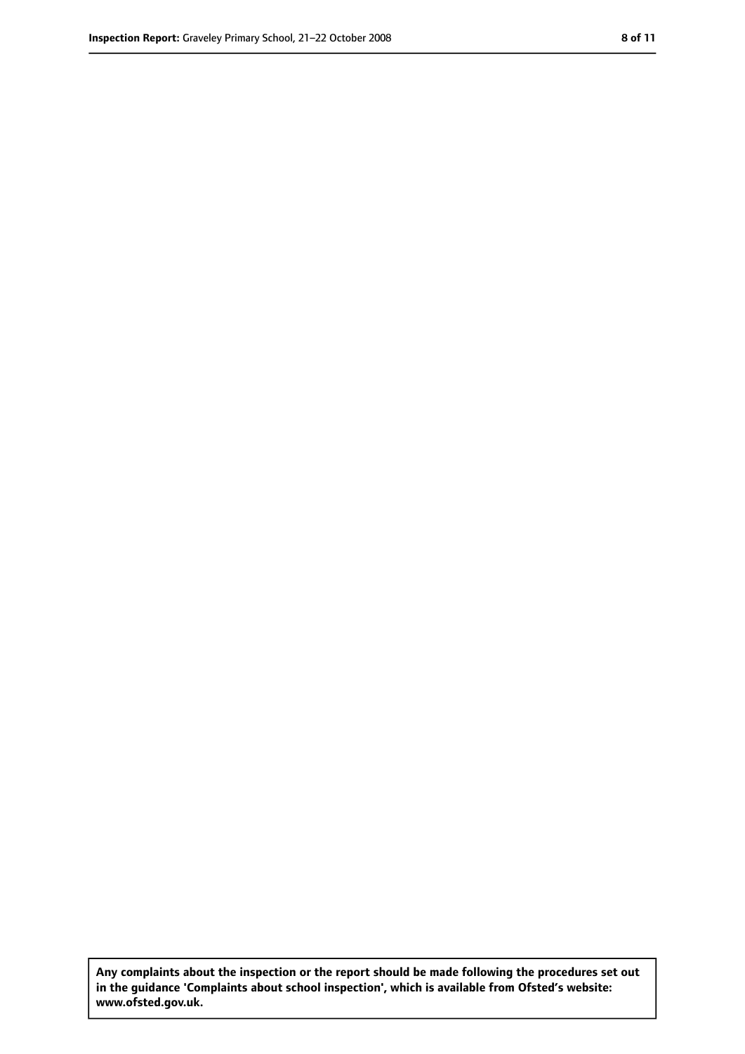**Any complaints about the inspection or the report should be made following the procedures set out in the guidance 'Complaints about school inspection', which is available from Ofsted's website: www.ofsted.gov.uk.**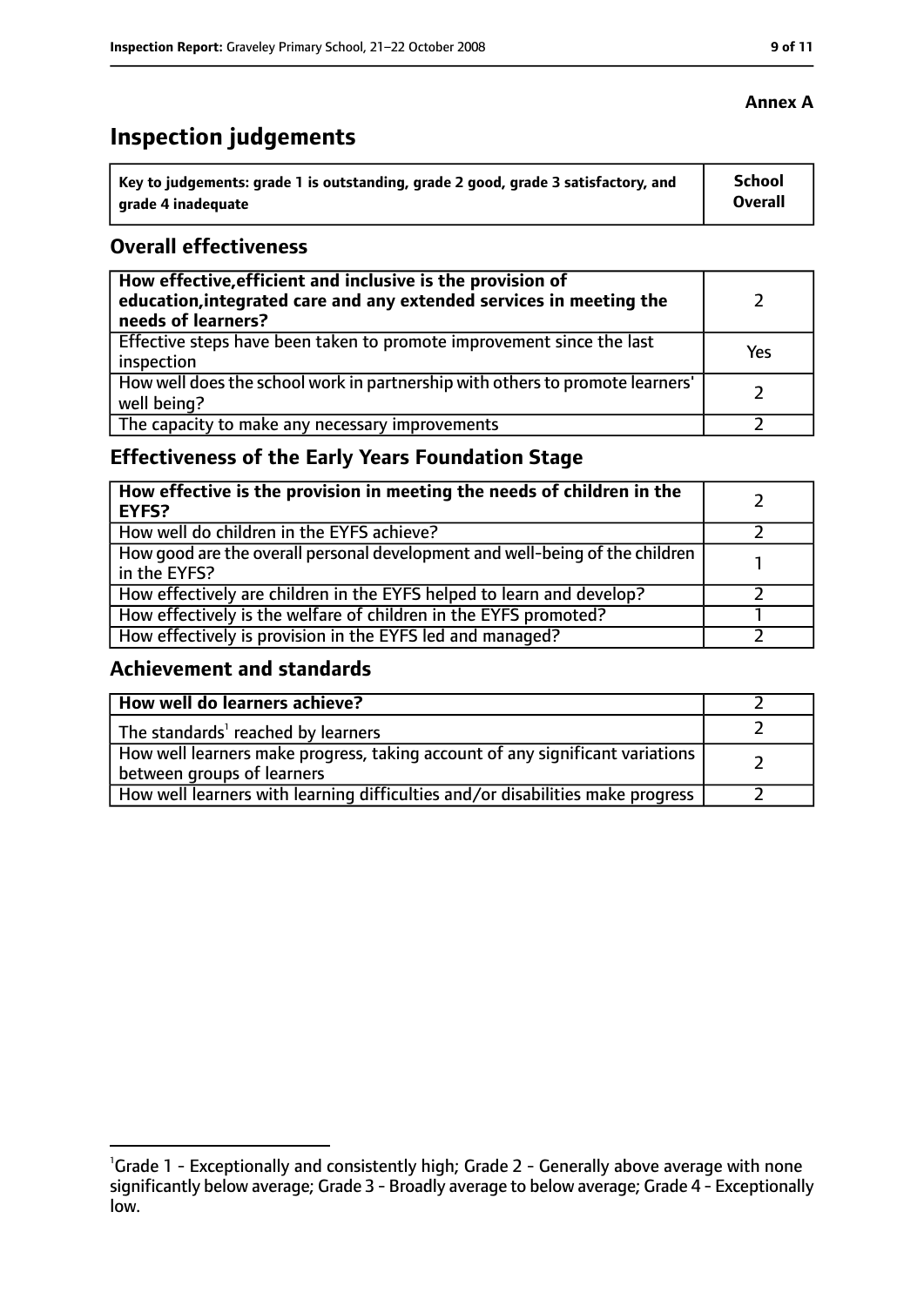**Annex A**

# Inspection judgements

| Key to judgements: grade 1 is outstanding, grade 2 good, grade 3 satisfactory, and grade 4 inadequate | School Overall |
|---|---|

## Overall effectiveness

| | |
|---|---|
| **How effective,efficient and inclusive is the provision of education,integrated care and any extended services in meeting the needs of learners?** | 2 |
| Effective steps have been taken to promote improvement since the last inspection | Yes |
| How well does the school work in partnership with others to promote learners' well being? | 2 |
| The capacity to make any necessary improvements | 2 |

## Effectiveness of the Early Years Foundation Stage

| | |
|---|---|
| **How effective is the provision in meeting the needs of children in the EYFS?** | 2 |
| How well do children in the EYFS achieve? | 2 |
| How good are the overall personal development and well-being of the children in the EYFS? | 1 |
| How effectively are children in the EYFS helped to learn and develop? | 2 |
| How effectively is the welfare of children in the EYFS promoted? | 1 |
| How effectively is provision in the EYFS led and managed? | 2 |

## Achievement and standards

| | |
|---|---|
| **How well do learners achieve?** | 2 |
| The standards[1] reached by learners | 2 |
| How well learners make progress, taking account of any significant variations between groups of learners | 2 |
| How well learners with learning difficulties and/or disabilities make progress | 2 |

[1]Grade 1 - Exceptionally and consistently high; Grade 2 - Generally above average with none significantly below average; Grade 3 - Broadly average to below average; Grade 4 - Exceptionally low.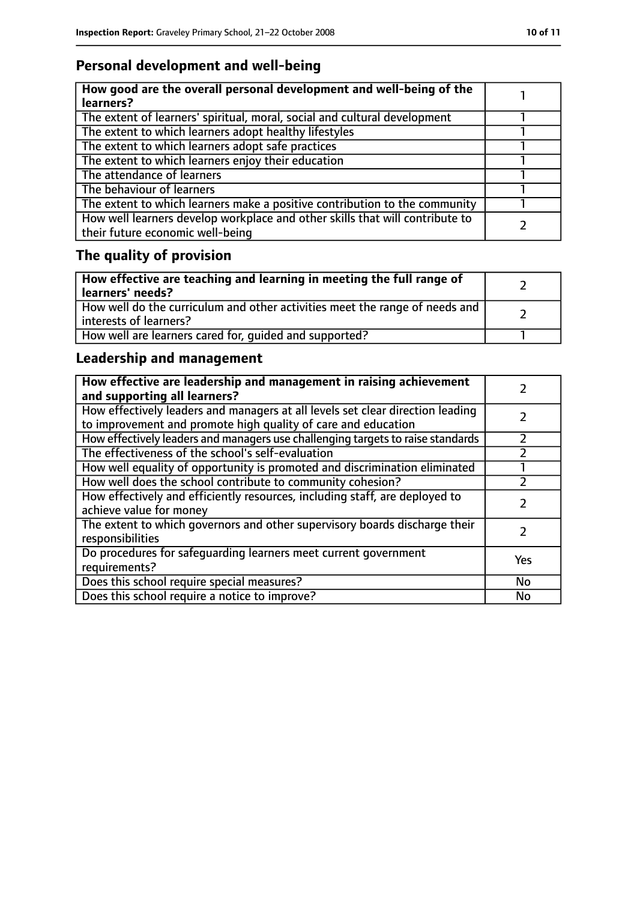## Personal development and well-being

| How good are the overall personal development and well-being of the learners? | 1 |
|---|---|
| The extent of learners' spiritual, moral, social and cultural development | 1 |
| The extent to which learners adopt healthy lifestyles | 1 |
| The extent to which learners adopt safe practices | 1 |
| The extent to which learners enjoy their education | 1 |
| The attendance of learners | 1 |
| The behaviour of learners | 1 |
| The extent to which learners make a positive contribution to the community | 1 |
| How well learners develop workplace and other skills that will contribute to their future economic well-being | 2 |

## The quality of provision

| How effective are teaching and learning in meeting the full range of learners' needs? | 2 |
|---|---|
| How well do the curriculum and other activities meet the range of needs and interests of learners? | 2 |
| How well are learners cared for, guided and supported? | 1 |

## Leadership and management

| How effective are leadership and management in raising achievement and supporting all learners? | 2 |
|---|---|
| How effectively leaders and managers at all levels set clear direction leading to improvement and promote high quality of care and education | 2 |
| How effectively leaders and managers use challenging targets to raise standards | 2 |
| The effectiveness of the school's self-evaluation | 2 |
| How well equality of opportunity is promoted and discrimination eliminated | 1 |
| How well does the school contribute to community cohesion? | 2 |
| How effectively and efficiently resources, including staff, are deployed to achieve value for money | 2 |
| The extent to which governors and other supervisory boards discharge their responsibilities | 2 |
| Do procedures for safeguarding learners meet current government requirements? | Yes |
| Does this school require special measures? | No |
| Does this school require a notice to improve? | No |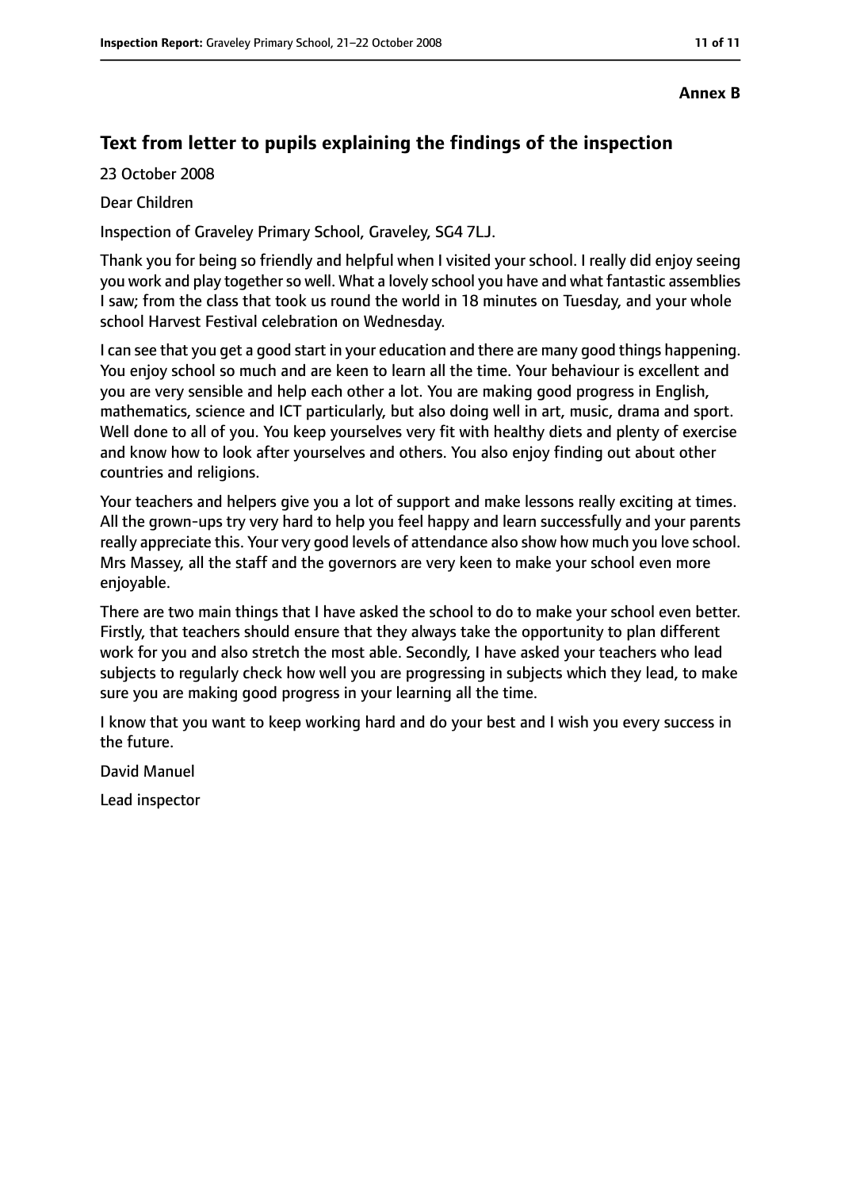**Annex B**

## Text from letter to pupils explaining the findings of the inspection

23 October 2008

Dear Children

Inspection of Graveley Primary School, Graveley, SG4 7LJ.

Thank you for being so friendly and helpful when I visited your school. I really did enjoy seeing you work and play together so well. What a lovely school you have and what fantastic assemblies I saw; from the class that took us round the world in 18 minutes on Tuesday, and your whole school Harvest Festival celebration on Wednesday.

I can see that you get a good start in your education and there are many good things happening. You enjoy school so much and are keen to learn all the time. Your behaviour is excellent and you are very sensible and help each other a lot. You are making good progress in English, mathematics, science and ICT particularly, but also doing well in art, music, drama and sport. Well done to all of you. You keep yourselves very fit with healthy diets and plenty of exercise and know how to look after yourselves and others. You also enjoy finding out about other countries and religions.

Your teachers and helpers give you a lot of support and make lessons really exciting at times. All the grown-ups try very hard to help you feel happy and learn successfully and your parents really appreciate this. Your very good levels of attendance also show how much you love school. Mrs Massey, all the staff and the governors are very keen to make your school even more enjoyable.

There are two main things that I have asked the school to do to make your school even better. Firstly, that teachers should ensure that they always take the opportunity to plan different work for you and also stretch the most able. Secondly, I have asked your teachers who lead subjects to regularly check how well you are progressing in subjects which they lead, to make sure you are making good progress in your learning all the time.

I know that you want to keep working hard and do your best and I wish you every success in the future.

David Manuel

Lead inspector